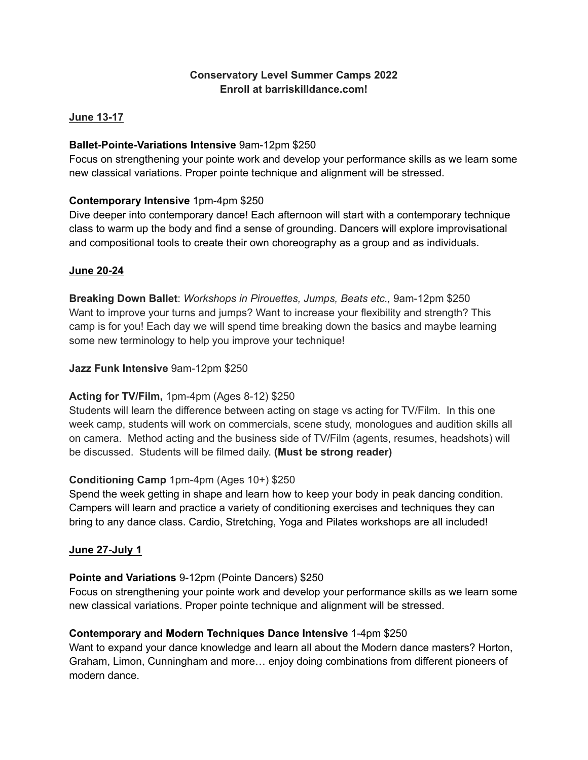**Conservatory Level Summer Camps 2022**
**Enroll at barriskilldance.com!**

## June 13-17

**Ballet-Pointe-Variations Intensive** 9am-12pm $250
Focus on strengthening your pointe work and develop your performance skills as we learn some new classical variations. Proper pointe technique and alignment will be stressed.

**Contemporary Intensive** 1pm-4pm $250
Dive deeper into contemporary dance! Each afternoon will start with a contemporary technique class to warm up the body and find a sense of grounding. Dancers will explore improvisational and compositional tools to create their own choreography as a group and as individuals.

## June 20-24

**Breaking Down Ballet**: *Workshops in Pirouettes, Jumps, Beats etc.,* 9am-12pm $250
Want to improve your turns and jumps? Want to increase your flexibility and strength? This camp is for you! Each day we will spend time breaking down the basics and maybe learning some new terminology to help you improve your technique!

**Jazz Funk Intensive** 9am-12pm $250

**Acting for TV/Film,** 1pm-4pm (Ages 8-12) $250
Students will learn the difference between acting on stage vs acting for TV/Film. In this one week camp, students will work on commercials, scene study, monologues and audition skills all on camera. Method acting and the business side of TV/Film (agents, resumes, headshots) will be discussed. Students will be filmed daily. **(Must be strong reader)**

**Conditioning Camp** 1pm-4pm (Ages 10+) $250
Spend the week getting in shape and learn how to keep your body in peak dancing condition. Campers will learn and practice a variety of conditioning exercises and techniques they can bring to any dance class. Cardio, Stretching, Yoga and Pilates workshops are all included!

## June 27-July 1

**Pointe and Variations** 9-12pm (Pointe Dancers) $250
Focus on strengthening your pointe work and develop your performance skills as we learn some new classical variations. Proper pointe technique and alignment will be stressed.

**Contemporary and Modern Techniques Dance Intensive** 1-4pm $250
Want to expand your dance knowledge and learn all about the Modern dance masters? Horton, Graham, Limon, Cunningham and more… enjoy doing combinations from different pioneers of modern dance.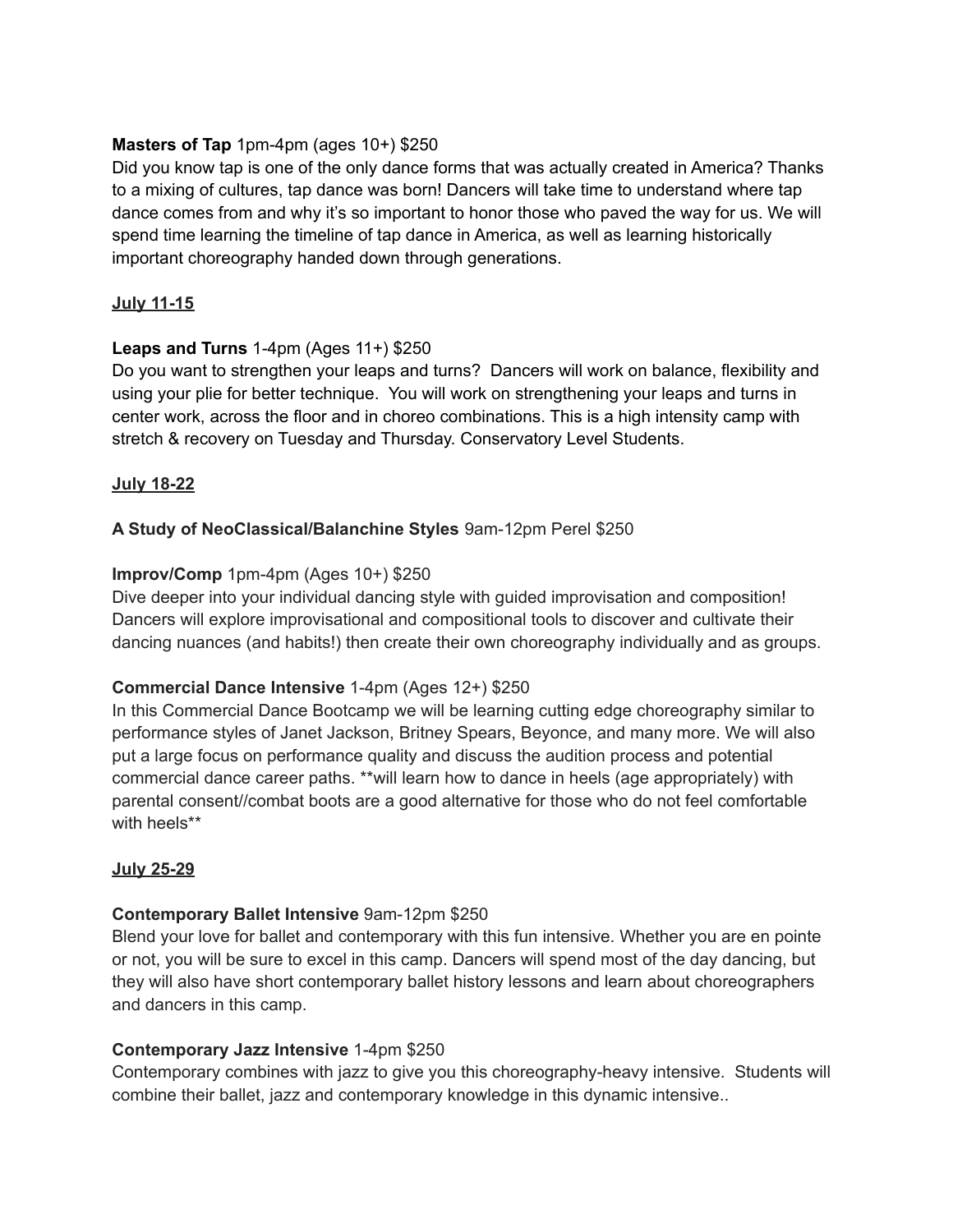**Masters of Tap** 1pm-4pm (ages 10+) $250

Did you know tap is one of the only dance forms that was actually created in America? Thanks to a mixing of cultures, tap dance was born! Dancers will take time to understand where tap dance comes from and why it's so important to honor those who paved the way for us. We will spend time learning the timeline of tap dance in America, as well as learning historically important choreography handed down through generations.

**<u>July 11-15</u>**

**Leaps and Turns** 1-4pm (Ages 11+) $250

Do you want to strengthen your leaps and turns? Dancers will work on balance, flexibility and using your plie for better technique. You will work on strengthening your leaps and turns in center work, across the floor and in choreo combinations. This is a high intensity camp with stretch & recovery on Tuesday and Thursday. Conservatory Level Students.

**<u>July 18-22</u>**

**A Study of NeoClassical/Balanchine Styles** 9am-12pm Perel $250

**Improv/Comp** 1pm-4pm (Ages 10+) $250

Dive deeper into your individual dancing style with guided improvisation and composition! Dancers will explore improvisational and compositional tools to discover and cultivate their dancing nuances (and habits!) then create their own choreography individually and as groups.

**Commercial Dance Intensive** 1-4pm (Ages 12+) $250

In this Commercial Dance Bootcamp we will be learning cutting edge choreography similar to performance styles of Janet Jackson, Britney Spears, Beyonce, and many more. We will also put a large focus on performance quality and discuss the audition process and potential commercial dance career paths. **will learn how to dance in heels (age appropriately) with parental consent//combat boots are a good alternative for those who do not feel comfortable with heels**

**<u>July 25-29</u>**

**Contemporary Ballet Intensive** 9am-12pm $250

Blend your love for ballet and contemporary with this fun intensive. Whether you are en pointe or not, you will be sure to excel in this camp. Dancers will spend most of the day dancing, but they will also have short contemporary ballet history lessons and learn about choreographers and dancers in this camp.

**Contemporary Jazz Intensive** 1-4pm $250

Contemporary combines with jazz to give you this choreography-heavy intensive. Students will combine their ballet, jazz and contemporary knowledge in this dynamic intensive..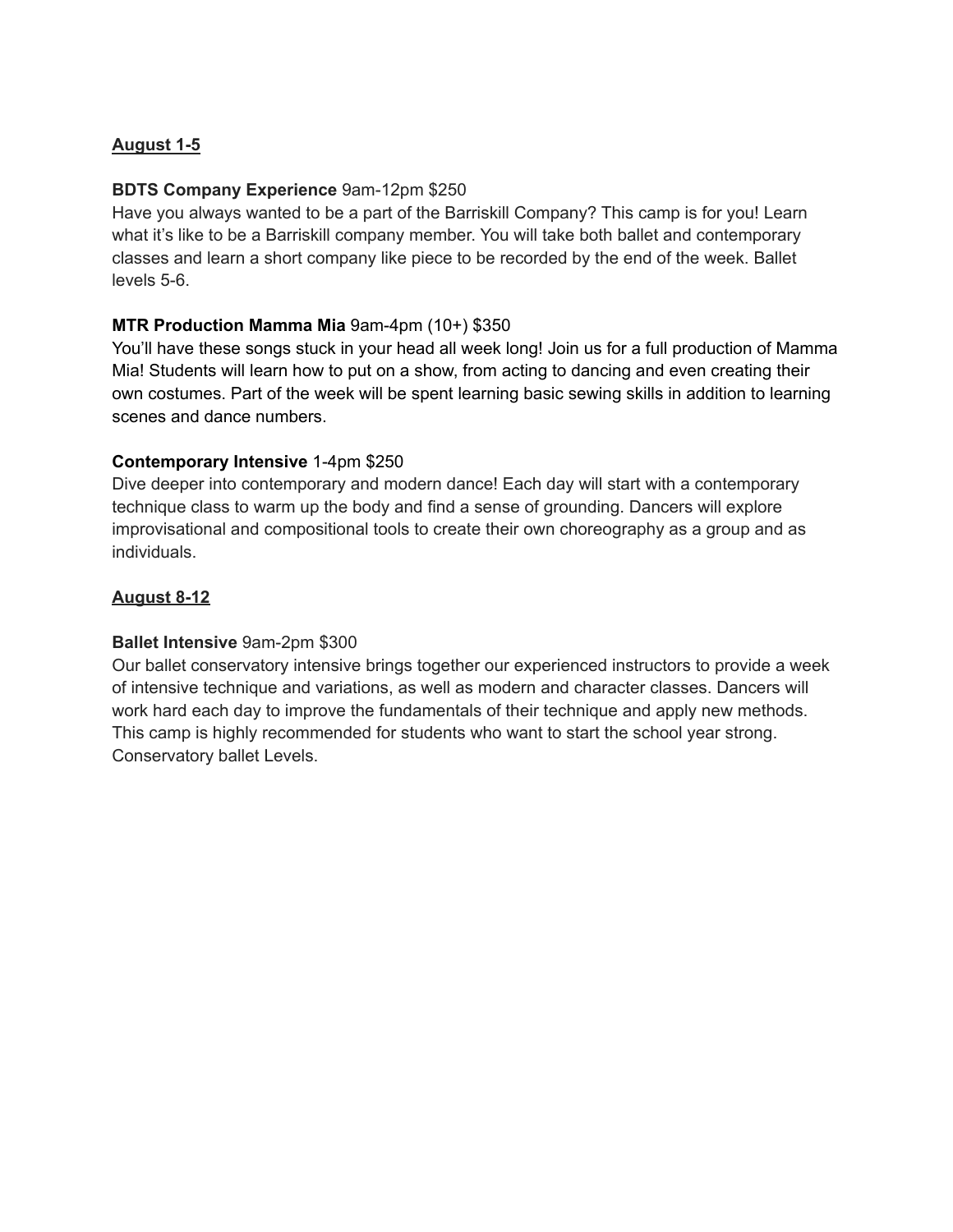**August 1-5**

**BDTS Company Experience** 9am-12pm $250
Have you always wanted to be a part of the Barriskill Company? This camp is for you! Learn what it's like to be a Barriskill company member. You will take both ballet and contemporary classes and learn a short company like piece to be recorded by the end of the week. Ballet levels 5-6.

**MTR Production Mamma Mia** 9am-4pm (10+) $350
You'll have these songs stuck in your head all week long! Join us for a full production of Mamma Mia! Students will learn how to put on a show, from acting to dancing and even creating their own costumes. Part of the week will be spent learning basic sewing skills in addition to learning scenes and dance numbers.

**Contemporary Intensive** 1-4pm $250
Dive deeper into contemporary and modern dance! Each day will start with a contemporary technique class to warm up the body and find a sense of grounding. Dancers will explore improvisational and compositional tools to create their own choreography as a group and as individuals.

**August 8-12**

**Ballet Intensive** 9am-2pm $300
Our ballet conservatory intensive brings together our experienced instructors to provide a week of intensive technique and variations, as well as modern and character classes. Dancers will work hard each day to improve the fundamentals of their technique and apply new methods. This camp is highly recommended for students who want to start the school year strong. Conservatory ballet Levels.